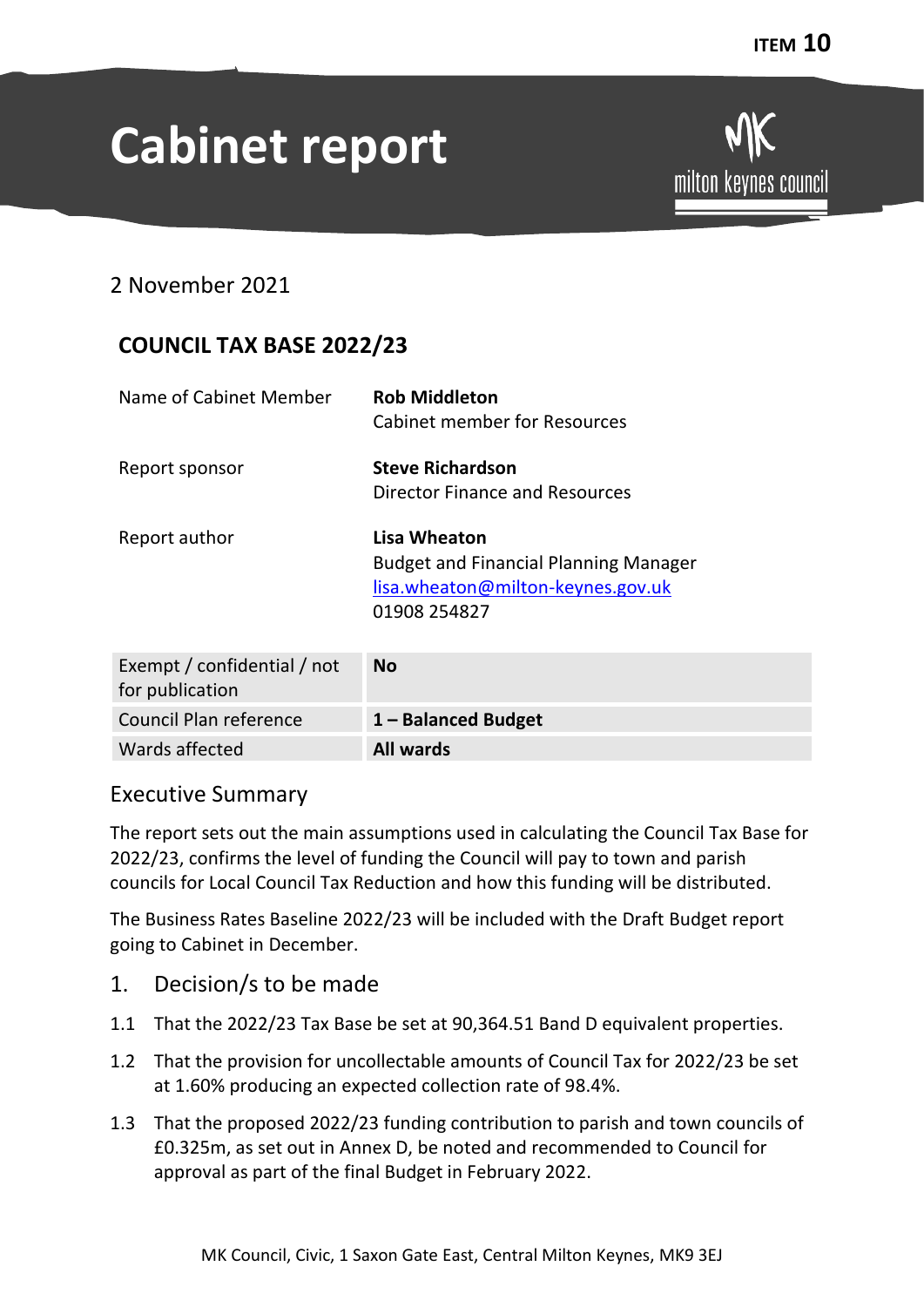ITEM 10

# Cabinet report

2 November 2021

## COUNCIL TAX BASE 2022/23

| | |
|---|---|
| Name of Cabinet Member | **Rob Middleton**<br>Cabinet member for Resources |
| Report sponsor | **Steve Richardson**<br>Director Finance and Resources |
| Report author | **Lisa Wheaton**<br>Budget and Financial Planning Manager<br>lisa.wheaton@milton-keynes.gov.uk<br>01908 254827 |

| | |
|---|---|
| Exempt / confidential / not for publication | **No** |
| Council Plan reference | **1 – Balanced Budget** |
| Wards affected | **All wards** |

## Executive Summary

The report sets out the main assumptions used in calculating the Council Tax Base for 2022/23, confirms the level of funding the Council will pay to town and parish councils for Local Council Tax Reduction and how this funding will be distributed.

The Business Rates Baseline 2022/23 will be included with the Draft Budget report going to Cabinet in December.

## 1. Decision/s to be made

1.1 That the 2022/23 Tax Base be set at 90,364.51 Band D equivalent properties.

1.2 That the provision for uncollectable amounts of Council Tax for 2022/23 be set at 1.60% producing an expected collection rate of 98.4%.

1.3 That the proposed 2022/23 funding contribution to parish and town councils of £0.325m, as set out in Annex D, be noted and recommended to Council for approval as part of the final Budget in February 2022.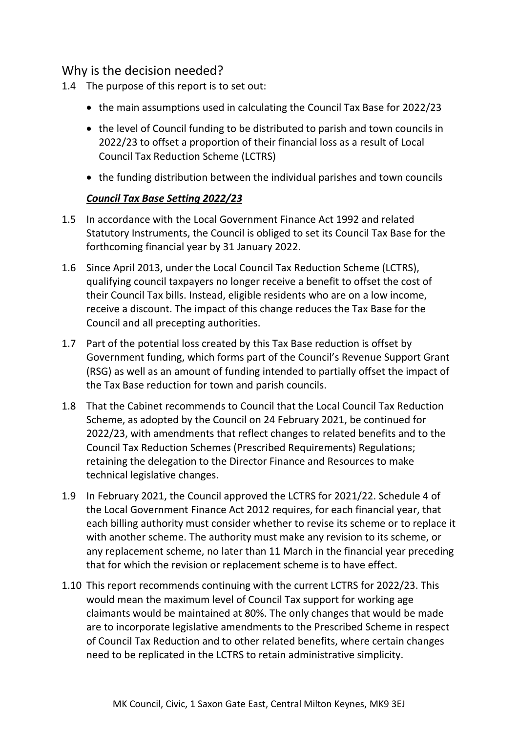## Why is the decision needed?

1.4 The purpose of this report is to set out:

- the main assumptions used in calculating the Council Tax Base for 2022/23
- the level of Council funding to be distributed to parish and town councils in 2022/23 to offset a proportion of their financial loss as a result of Local Council Tax Reduction Scheme (LCTRS)
- the funding distribution between the individual parishes and town councils

***Council Tax Base Setting 2022/23***

1.5 In accordance with the Local Government Finance Act 1992 and related Statutory Instruments, the Council is obliged to set its Council Tax Base for the forthcoming financial year by 31 January 2022.

1.6 Since April 2013, under the Local Council Tax Reduction Scheme (LCTRS), qualifying council taxpayers no longer receive a benefit to offset the cost of their Council Tax bills. Instead, eligible residents who are on a low income, receive a discount. The impact of this change reduces the Tax Base for the Council and all precepting authorities.

1.7 Part of the potential loss created by this Tax Base reduction is offset by Government funding, which forms part of the Council's Revenue Support Grant (RSG) as well as an amount of funding intended to partially offset the impact of the Tax Base reduction for town and parish councils.

1.8 That the Cabinet recommends to Council that the Local Council Tax Reduction Scheme, as adopted by the Council on 24 February 2021, be continued for 2022/23, with amendments that reflect changes to related benefits and to the Council Tax Reduction Schemes (Prescribed Requirements) Regulations; retaining the delegation to the Director Finance and Resources to make technical legislative changes.

1.9 In February 2021, the Council approved the LCTRS for 2021/22. Schedule 4 of the Local Government Finance Act 2012 requires, for each financial year, that each billing authority must consider whether to revise its scheme or to replace it with another scheme. The authority must make any revision to its scheme, or any replacement scheme, no later than 11 March in the financial year preceding that for which the revision or replacement scheme is to have effect.

1.10 This report recommends continuing with the current LCTRS for 2022/23. This would mean the maximum level of Council Tax support for working age claimants would be maintained at 80%. The only changes that would be made are to incorporate legislative amendments to the Prescribed Scheme in respect of Council Tax Reduction and to other related benefits, where certain changes need to be replicated in the LCTRS to retain administrative simplicity.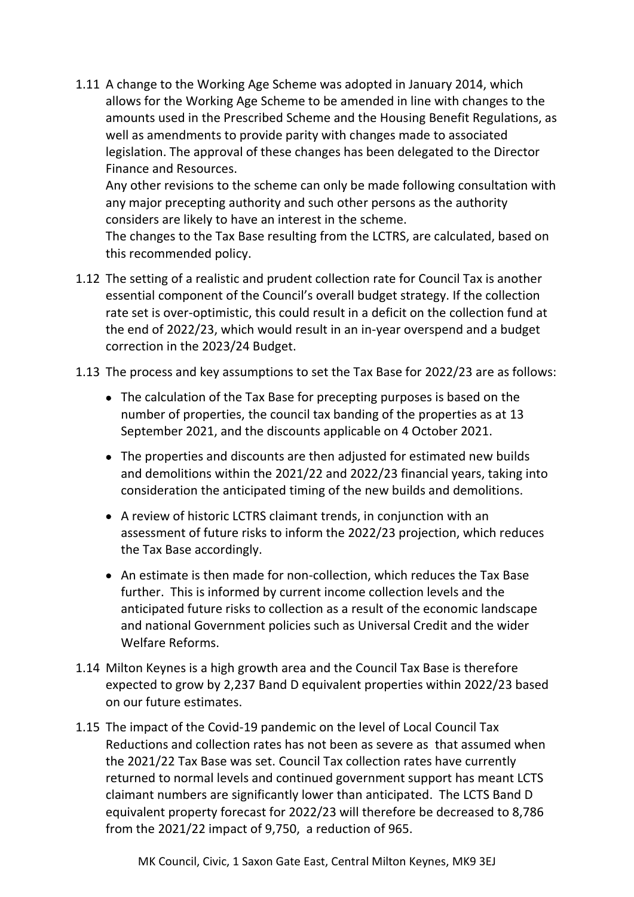1.11 A change to the Working Age Scheme was adopted in January 2014, which allows for the Working Age Scheme to be amended in line with changes to the amounts used in the Prescribed Scheme and the Housing Benefit Regulations, as well as amendments to provide parity with changes made to associated legislation. The approval of these changes has been delegated to the Director Finance and Resources.
Any other revisions to the scheme can only be made following consultation with any major precepting authority and such other persons as the authority considers are likely to have an interest in the scheme.
The changes to the Tax Base resulting from the LCTRS, are calculated, based on this recommended policy.

1.12 The setting of a realistic and prudent collection rate for Council Tax is another essential component of the Council's overall budget strategy. If the collection rate set is over-optimistic, this could result in a deficit on the collection fund at the end of 2022/23, which would result in an in-year overspend and a budget correction in the 2023/24 Budget.

1.13 The process and key assumptions to set the Tax Base for 2022/23 are as follows:

- The calculation of the Tax Base for precepting purposes is based on the number of properties, the council tax banding of the properties as at 13 September 2021, and the discounts applicable on 4 October 2021.
- The properties and discounts are then adjusted for estimated new builds and demolitions within the 2021/22 and 2022/23 financial years, taking into consideration the anticipated timing of the new builds and demolitions.
- A review of historic LCTRS claimant trends, in conjunction with an assessment of future risks to inform the 2022/23 projection, which reduces the Tax Base accordingly.
- An estimate is then made for non-collection, which reduces the Tax Base further. This is informed by current income collection levels and the anticipated future risks to collection as a result of the economic landscape and national Government policies such as Universal Credit and the wider Welfare Reforms.

1.14 Milton Keynes is a high growth area and the Council Tax Base is therefore expected to grow by 2,237 Band D equivalent properties within 2022/23 based on our future estimates.

1.15 The impact of the Covid-19 pandemic on the level of Local Council Tax Reductions and collection rates has not been as severe as that assumed when the 2021/22 Tax Base was set. Council Tax collection rates have currently returned to normal levels and continued government support has meant LCTS claimant numbers are significantly lower than anticipated. The LCTS Band D equivalent property forecast for 2022/23 will therefore be decreased to 8,786 from the 2021/22 impact of 9,750, a reduction of 965.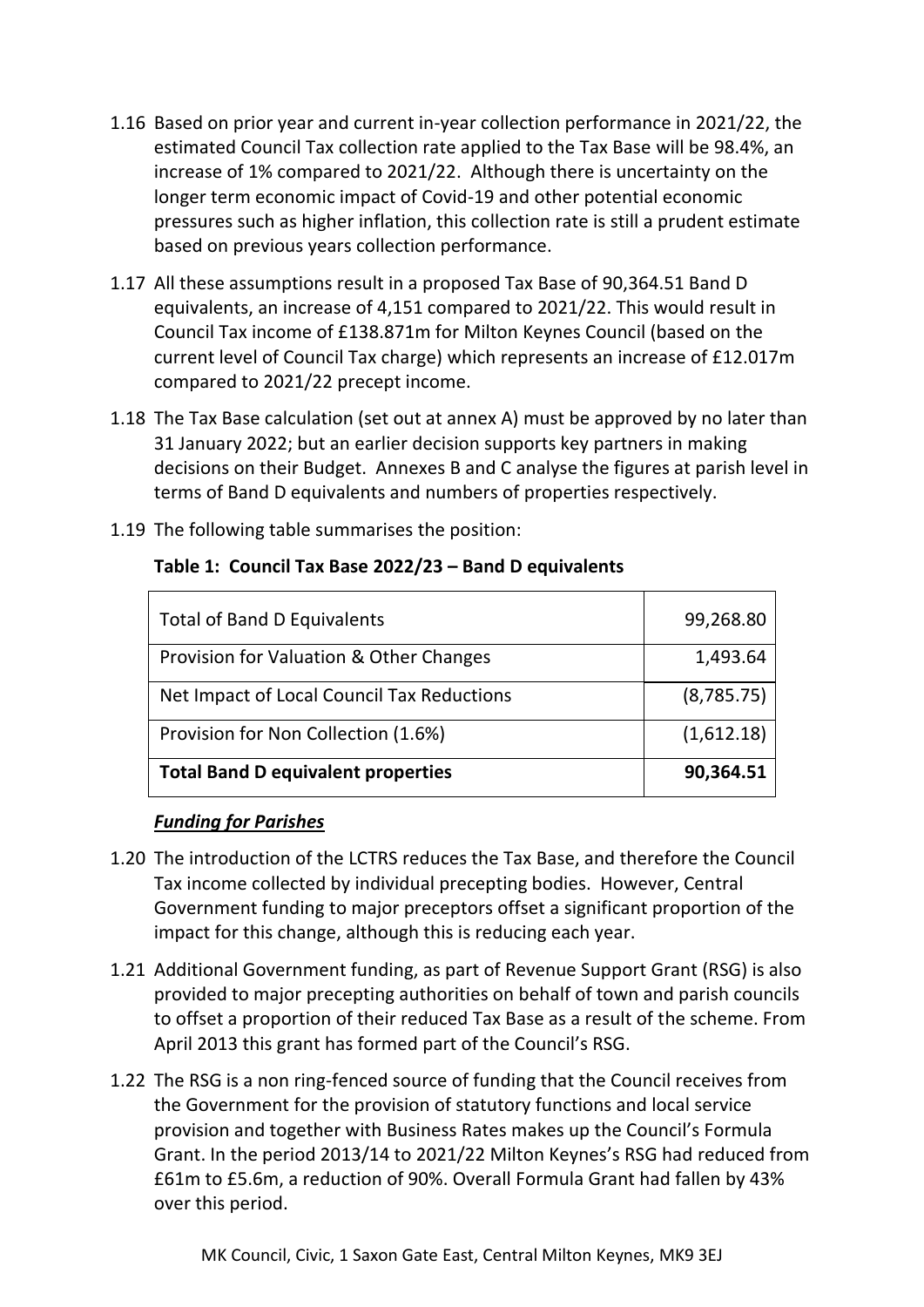1.16 Based on prior year and current in-year collection performance in 2021/22, the estimated Council Tax collection rate applied to the Tax Base will be 98.4%, an increase of 1% compared to 2021/22. Although there is uncertainty on the longer term economic impact of Covid-19 and other potential economic pressures such as higher inflation, this collection rate is still a prudent estimate based on previous years collection performance.

1.17 All these assumptions result in a proposed Tax Base of 90,364.51 Band D equivalents, an increase of 4,151 compared to 2021/22. This would result in Council Tax income of £138.871m for Milton Keynes Council (based on the current level of Council Tax charge) which represents an increase of £12.017m compared to 2021/22 precept income.

1.18 The Tax Base calculation (set out at annex A) must be approved by no later than 31 January 2022; but an earlier decision supports key partners in making decisions on their Budget. Annexes B and C analyse the figures at parish level in terms of Band D equivalents and numbers of properties respectively.

1.19 The following table summarises the position:

**Table 1: Council Tax Base 2022/23 – Band D equivalents**

| | |
|---|---:|
| Total of Band D Equivalents | 99,268.80 |
| Provision for Valuation & Other Changes | 1,493.64 |
| Net Impact of Local Council Tax Reductions | (8,785.75) |
| Provision for Non Collection (1.6%) | (1,612.18) |
| **Total Band D equivalent properties** | **90,364.51** |

***Funding for Parishes***

1.20 The introduction of the LCTRS reduces the Tax Base, and therefore the Council Tax income collected by individual precepting bodies. However, Central Government funding to major preceptors offset a significant proportion of the impact for this change, although this is reducing each year.

1.21 Additional Government funding, as part of Revenue Support Grant (RSG) is also provided to major precepting authorities on behalf of town and parish councils to offset a proportion of their reduced Tax Base as a result of the scheme. From April 2013 this grant has formed part of the Council's RSG.

1.22 The RSG is a non ring-fenced source of funding that the Council receives from the Government for the provision of statutory functions and local service provision and together with Business Rates makes up the Council's Formula Grant. In the period 2013/14 to 2021/22 Milton Keynes's RSG had reduced from £61m to £5.6m, a reduction of 90%. Overall Formula Grant had fallen by 43% over this period.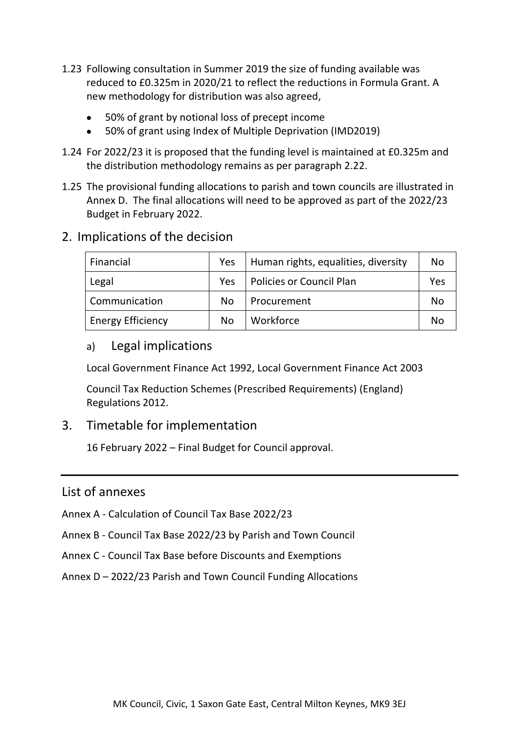1.23 Following consultation in Summer 2019 the size of funding available was reduced to £0.325m in 2020/21 to reflect the reductions in Formula Grant. A new methodology for distribution was also agreed,

- 50% of grant by notional loss of precept income
- 50% of grant using Index of Multiple Deprivation (IMD2019)

1.24 For 2022/23 it is proposed that the funding level is maintained at £0.325m and the distribution methodology remains as per paragraph 2.22.

1.25 The provisional funding allocations to parish and town councils are illustrated in Annex D. The final allocations will need to be approved as part of the 2022/23 Budget in February 2022.

## 2. Implications of the decision

| | | | |
|---|---|---|---|
| Financial | Yes | Human rights, equalities, diversity | No |
| Legal | Yes | Policies or Council Plan | Yes |
| Communication | No | Procurement | No |
| Energy Efficiency | No | Workforce | No |

### a) Legal implications

Local Government Finance Act 1992, Local Government Finance Act 2003

Council Tax Reduction Schemes (Prescribed Requirements) (England) Regulations 2012.

## 3. Timetable for implementation

16 February 2022 – Final Budget for Council approval.

---

## List of annexes

Annex A - Calculation of Council Tax Base 2022/23

Annex B - Council Tax Base 2022/23 by Parish and Town Council

Annex C - Council Tax Base before Discounts and Exemptions

Annex D – 2022/23 Parish and Town Council Funding Allocations